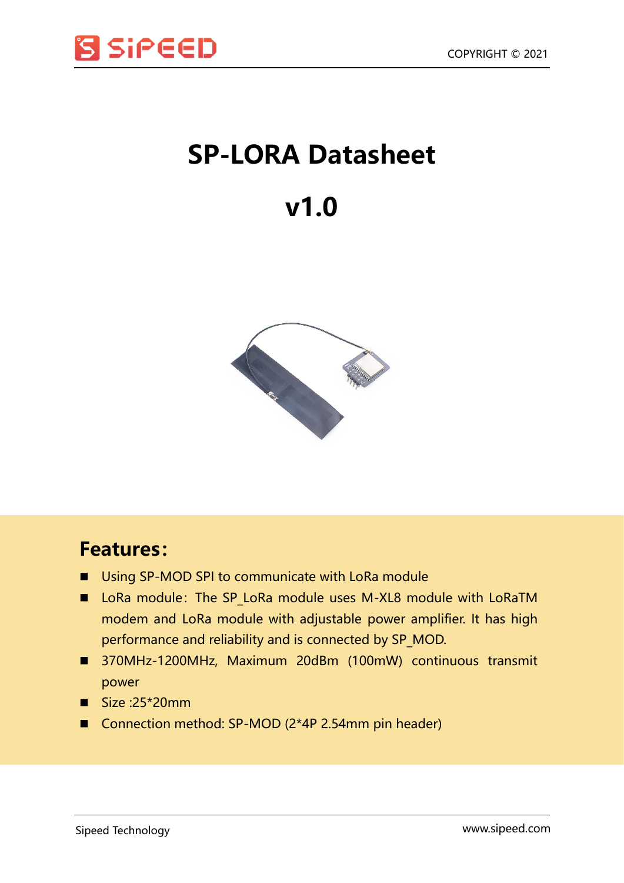# SP-LORA Datasheet

# v1.0

## Features:

- Using SP-MOD SPI to communicate with LoRa module
- LoRa module: The SP_LoRa module uses M-XL8 module with LoRaTM modem and LoRa module with adjustable power amplifier. It has high performance and reliability and is connected by SP_MOD.
- 370MHz-1200MHz, Maximum 20dBm (100mW) continuous transmit power
- Size :25*20mm
- Connection method: SP-MOD (2*4P 2.54mm pin header)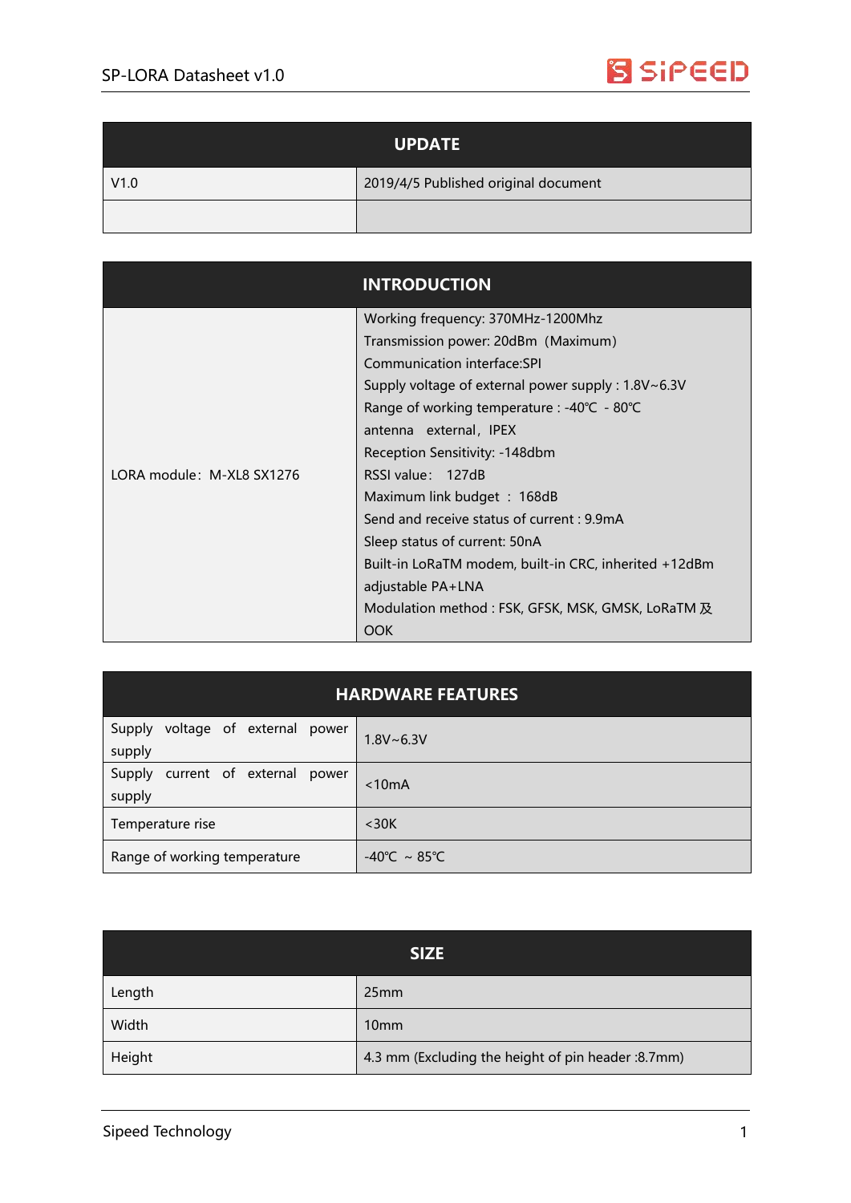| UPDATE | |
|---|---|
| V1.0 | 2019/4/5 Published original document |
| | |

| INTRODUCTION | |
|---|---|
| LORA module：M-XL8 SX1276 | Working frequency: 370MHz-1200Mhz<br>Transmission power: 20dBm（Maximum）<br>Communication interface:SPI<br>Supply voltage of external power supply : 1.8V~6.3V<br>Range of working temperature : -40℃ - 80℃<br>antenna external，IPEX<br>Reception Sensitivity: -148dbm<br>RSSI value： 127dB<br>Maximum link budget ： 168dB<br>Send and receive status of current : 9.9mA<br>Sleep status of current: 50nA<br>Built-in LoRaTM modem, built-in CRC, inherited +12dBm adjustable PA+LNA<br>Modulation method : FSK, GFSK, MSK, GMSK, LoRaTM 及 OOK |

| HARDWARE FEATURES | |
|---|---|
| Supply voltage of external power supply | 1.8V~6.3V |
| Supply current of external power supply | <10mA |
| Temperature rise | <30K |
| Range of working temperature | -40℃ ~ 85℃ |

| SIZE | |
|---|---|
| Length | 25mm |
| Width | 10mm |
| Height | 4.3 mm (Excluding the height of pin header :8.7mm) |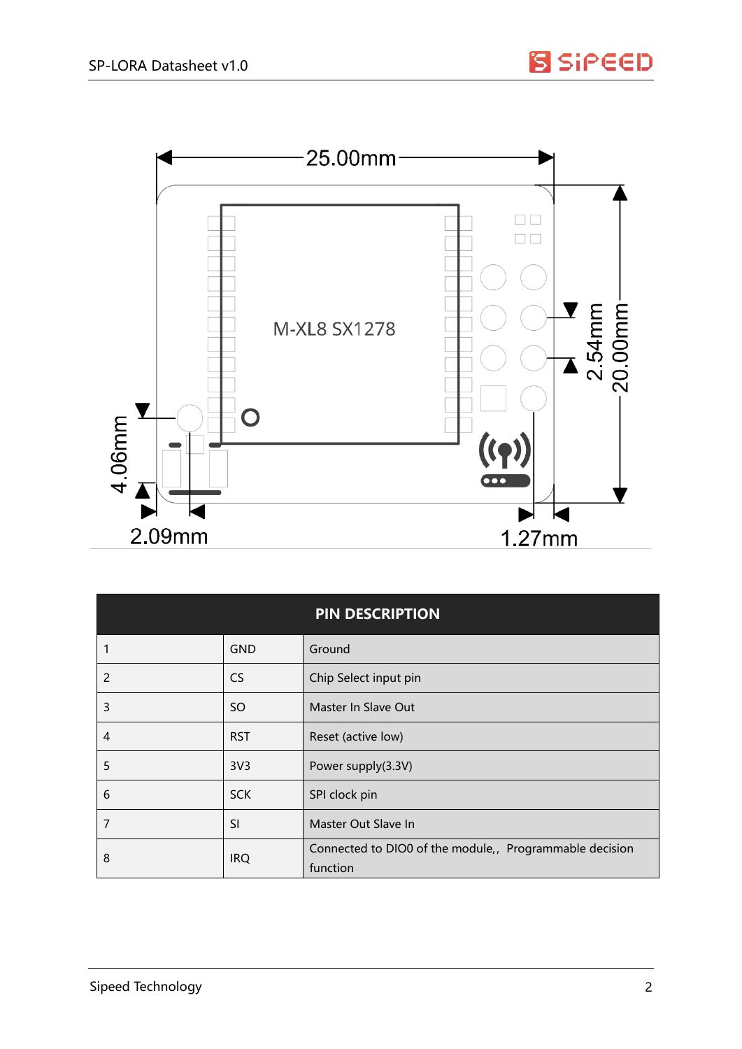M-XL8 SX1278

25.00mm

20.00mm

2.54mm

4.06mm

2.09mm

1.27mm

| PIN DESCRIPTION | | |
| --- | --- | --- |
| 1 | GND | Ground |
| 2 | CS | Chip Select input pin |
| 3 | SO | Master In Slave Out |
| 4 | RST | Reset (active low) |
| 5 | 3V3 | Power supply(3.3V) |
| 6 | SCK | SPI clock pin |
| 7 | SI | Master Out Slave In |
| 8 | IRQ | Connected to DIO0 of the module,, Programmable decision function |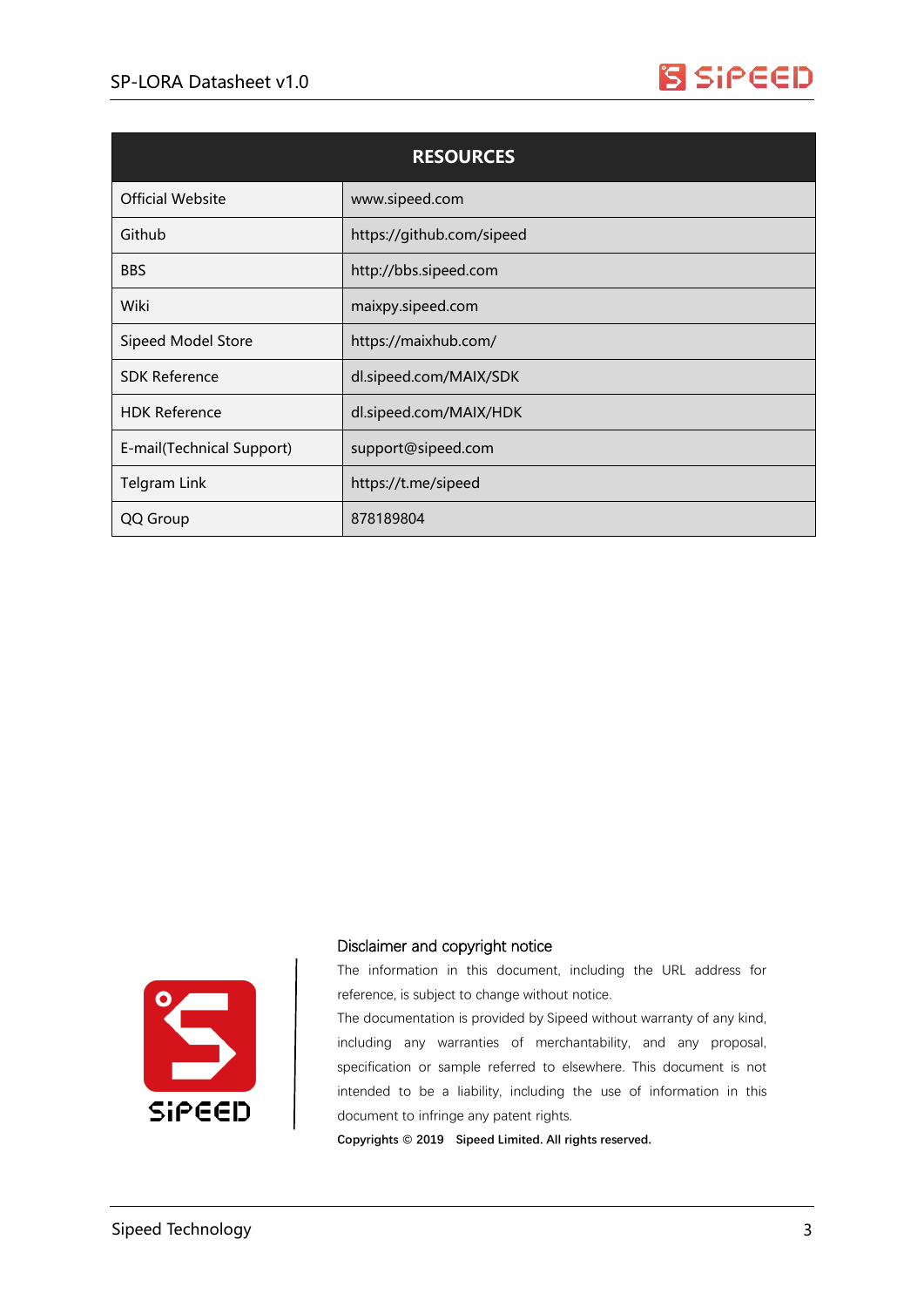| RESOURCES | |
|---|---|
| Official Website | www.sipeed.com |
| Github | https://github.com/sipeed |
| BBS | http://bbs.sipeed.com |
| Wiki | maixpy.sipeed.com |
| Sipeed Model Store | https://maixhub.com/ |
| SDK Reference | dl.sipeed.com/MAIX/SDK |
| HDK Reference | dl.sipeed.com/MAIX/HDK |
| E-mail(Technical Support) | support@sipeed.com |
| Telgram Link | https://t.me/sipeed |
| QQ Group | 878189804 |

SiPEED

Disclaimer and copyright notice

The information in this document, including the URL address for reference, is subject to change without notice.

The documentation is provided by Sipeed without warranty of any kind, including any warranties of merchantability, and any proposal, specification or sample referred to elsewhere. This document is not intended to be a liability, including the use of information in this document to infringe any patent rights.

**Copyrights © 2019 Sipeed Limited. All rights reserved.**